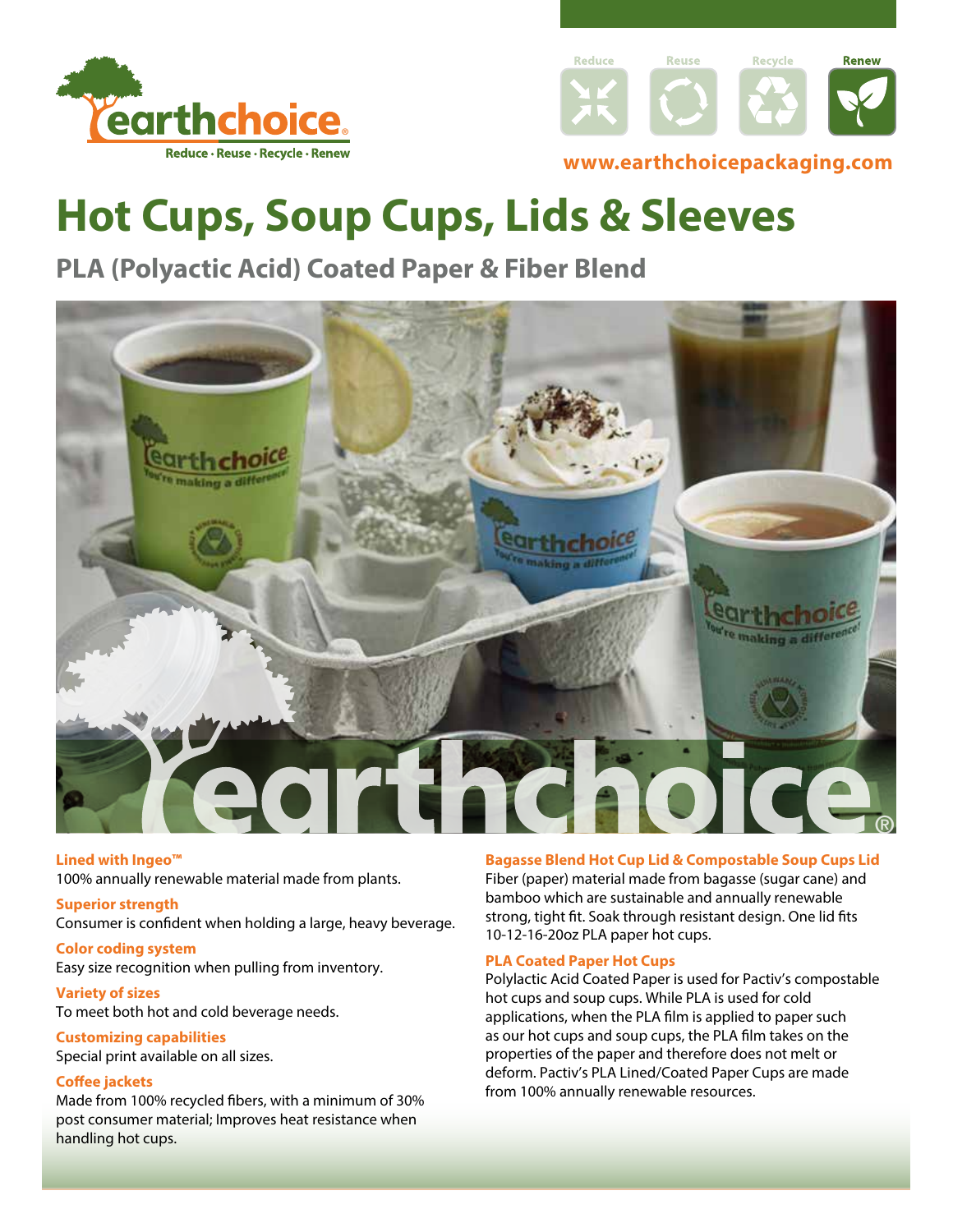earthchoice

Reduce · Reuse · Recycle · Renew

Reduce Reuse Recycle Renew

www.earthchoicepackaging.com

# Hot Cups, Soup Cups, Lids & Sleeves

## PLA (Polyactic Acid) Coated Paper & Fiber Blend

**Lined with Ingeo™**
100% annually renewable material made from plants.

**Superior strength**
Consumer is confident when holding a large, heavy beverage.

**Color coding system**
Easy size recognition when pulling from inventory.

**Variety of sizes**
To meet both hot and cold beverage needs.

**Customizing capabilities**
Special print available on all sizes.

**Coffee jackets**
Made from 100% recycled fibers, with a minimum of 30% post consumer material; Improves heat resistance when handling hot cups.

**Bagasse Blend Hot Cup Lid & Compostable Soup Cups Lid**
Fiber (paper) material made from bagasse (sugar cane) and bamboo which are sustainable and annually renewable strong, tight fit. Soak through resistant design. One lid fits 10-12-16-20oz PLA paper hot cups.

**PLA Coated Paper Hot Cups**
Polylactic Acid Coated Paper is used for Pactiv's compostable hot cups and soup cups. While PLA is used for cold applications, when the PLA film is applied to paper such as our hot cups and soup cups, the PLA film takes on the properties of the paper and therefore does not melt or deform. Pactiv's PLA Lined/Coated Paper Cups are made from 100% annually renewable resources.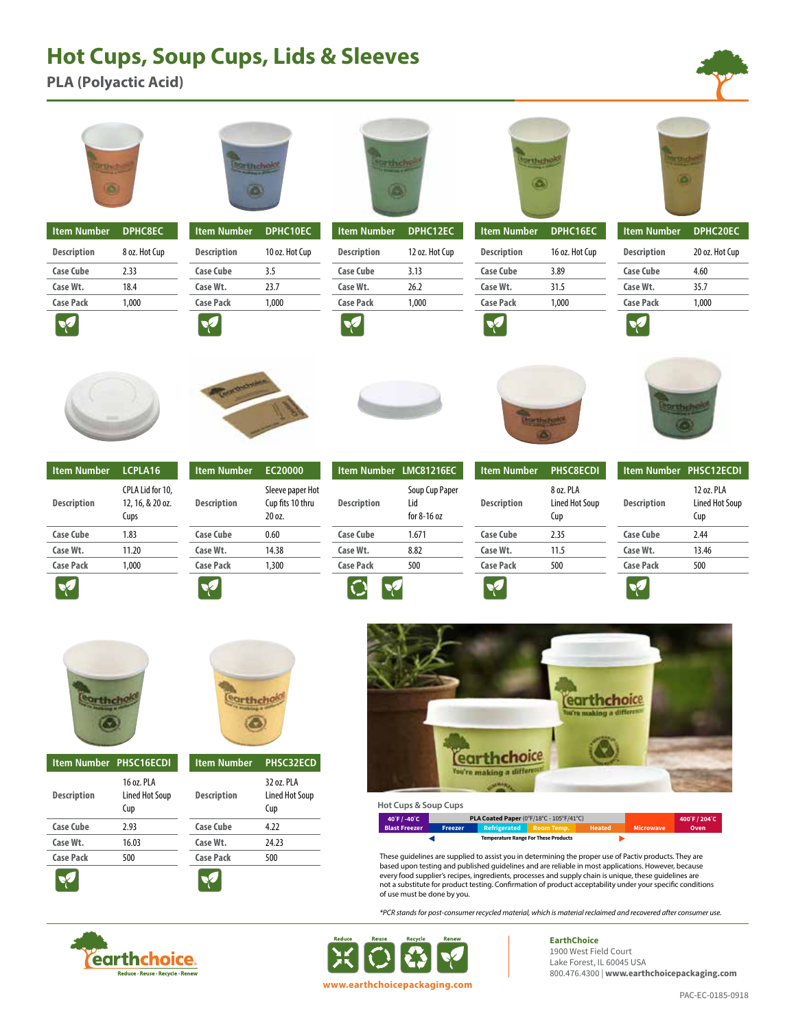# Hot Cups, Soup Cups, Lids & Sleeves

## PLA (Polyactic Acid)

| Item Number | DPHC8EC |
|---|---|
| Description | 8 oz. Hot Cup |
| Case Cube | 2.33 |
| Case Wt. | 18.4 |
| Case Pack | 1,000 |

| Item Number | DPHC10EC |
|---|---|
| Description | 10 oz. Hot Cup |
| Case Cube | 3.5 |
| Case Wt. | 23.7 |
| Case Pack | 1,000 |

| Item Number | DPHC12EC |
|---|---|
| Description | 12 oz. Hot Cup |
| Case Cube | 3.13 |
| Case Wt. | 26.2 |
| Case Pack | 1,000 |

| Item Number | DPHC16EC |
|---|---|
| Description | 16 oz. Hot Cup |
| Case Cube | 3.89 |
| Case Wt. | 31.5 |
| Case Pack | 1,000 |

| Item Number | DPHC20EC |
|---|---|
| Description | 20 oz. Hot Cup |
| Case Cube | 4.60 |
| Case Wt. | 35.7 |
| Case Pack | 1,000 |

| Item Number | LCPLA16 |
|---|---|
| Description | CPLA Lid for 10, 12, 16, & 20 oz. Cups |
| Case Cube | 1.83 |
| Case Wt. | 11.20 |
| Case Pack | 1,000 |

| Item Number | EC20000 |
|---|---|
| Description | Sleeve paper Hot Cup fits 10 thru 20 oz. |
| Case Cube | 0.60 |
| Case Wt. | 14.38 |
| Case Pack | 1,300 |

| Item Number | LMC81216EC |
|---|---|
| Description | Soup Cup Paper Lid for 8-16 oz |
| Case Cube | 1.671 |
| Case Wt. | 8.82 |
| Case Pack | 500 |

| Item Number | PHSC8ECDI |
|---|---|
| Description | 8 oz. PLA Lined Hot Soup Cup |
| Case Cube | 2.35 |
| Case Wt. | 11.5 |
| Case Pack | 500 |

| Item Number | PHSC12ECDI |
|---|---|
| Description | 12 oz. PLA Lined Hot Soup Cup |
| Case Cube | 2.44 |
| Case Wt. | 13.46 |
| Case Pack | 500 |

| Item Number | PHSC16ECDI |
|---|---|
| Description | 16 oz. PLA Lined Hot Soup Cup |
| Case Cube | 2.93 |
| Case Wt. | 16.03 |
| Case Pack | 500 |

| Item Number | PHSC32ECD |
|---|---|
| Description | 32 oz. PLA Lined Hot Soup Cup |
| Case Cube | 4.22 |
| Case Wt. | 24.23 |
| Case Pack | 500 |

Hot Cups & Soup Cups

40°F / -40°C Blast Freezer | Freezer | Refrigerated | Room Temp. | Heated | Microwave | 400°F / 204°C Oven

PLA Coated Paper (0°F/18°C - 105°F/41°C)

Temperature Range For These Products

These guidelines are supplied to assist you in determining the proper use of Pactiv products. They are based upon testing and published guidelines and are reliable in most applications. However, because every food supplier's recipes, ingredients, processes and supply chain is unique, these guidelines are not a substitute for product testing. Confirmation of product acceptability under your specific conditions of use must be done by you.

*PCR stands for post-consumer recycled material, which is material reclaimed and recovered after consumer use.*

earthchoice — Reduce · Reuse · Recycle · Renew

Reduce Reuse Recycle Renew

www.earthchoicepackaging.com

**EarthChoice**
1900 West Field Court
Lake Forest, IL 60045 USA
800.476.4300 | **www.earthchoicepackaging.com**

PAC-EC-0185-0918